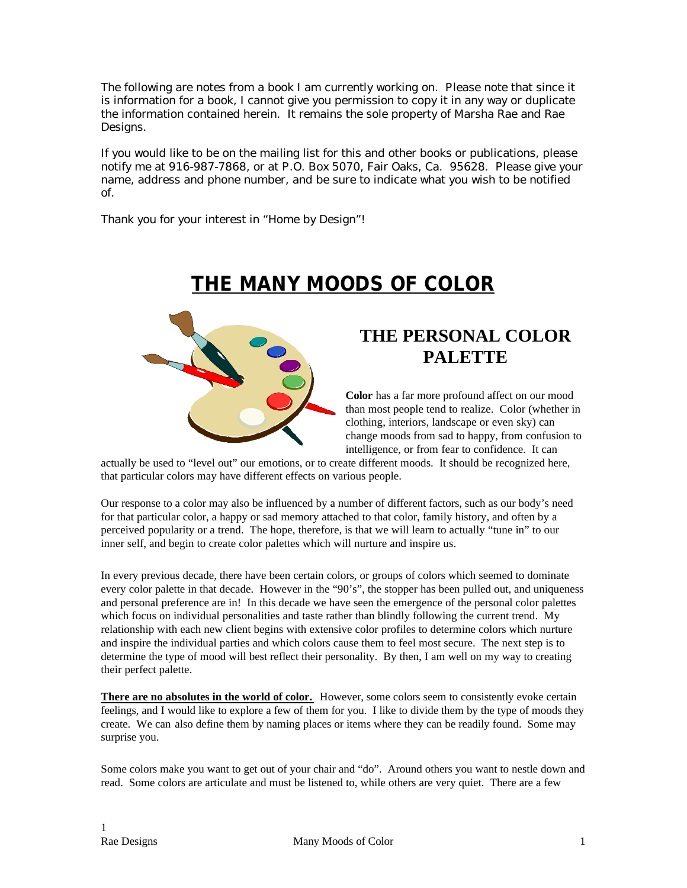The following are notes from a book I am currently working on. Please note that since it is information for a book, I cannot give you permission to copy it in any way or duplicate the information contained herein. It remains the sole property of Marsha Rae and Rae Designs.

If you would like to be on the mailing list for this and other books or publications, please notify me at 916-987-7868, or at P.O. Box 5070, Fair Oaks, Ca. 95628. Please give your name, address and phone number, and be sure to indicate what you wish to be notified of.

Thank you for your interest in "Home by Design"!

# THE MANY MOODS OF COLOR

## THE PERSONAL COLOR PALETTE

**Color** has a far more profound affect on our mood than most people tend to realize. Color (whether in clothing, interiors, landscape or even sky) can change moods from sad to happy, from confusion to intelligence, or from fear to confidence. It can actually be used to "level out" our emotions, or to create different moods. It should be recognized here, that particular colors may have different effects on various people.

Our response to a color may also be influenced by a number of different factors, such as our body's need for that particular color, a happy or sad memory attached to that color, family history, and often by a perceived popularity or a trend. The hope, therefore, is that we will learn to actually "tune in" to our inner self, and begin to create color palettes which will nurture and inspire us.

In every previous decade, there have been certain colors, or groups of colors which seemed to dominate every color palette in that decade. However in the "90's", the stopper has been pulled out, and uniqueness and personal preference are in! In this decade we have seen the emergence of the personal color palettes which focus on individual personalities and taste rather than blindly following the current trend. My relationship with each new client begins with extensive color profiles to determine colors which nurture and inspire the individual parties and which colors cause them to feel most secure. The next step is to determine the type of mood will best reflect their personality. By then, I am well on my way to creating their perfect palette.

**There are no absolutes in the world of color.** However, some colors seem to consistently evoke certain feelings, and I would like to explore a few of them for you. I like to divide them by the type of moods they create. We can also define them by naming places or items where they can be readily found. Some may surprise you.

Some colors make you want to get out of your chair and "do". Around others you want to nestle down and read. Some colors are articulate and must be listened to, while others are very quiet. There are a few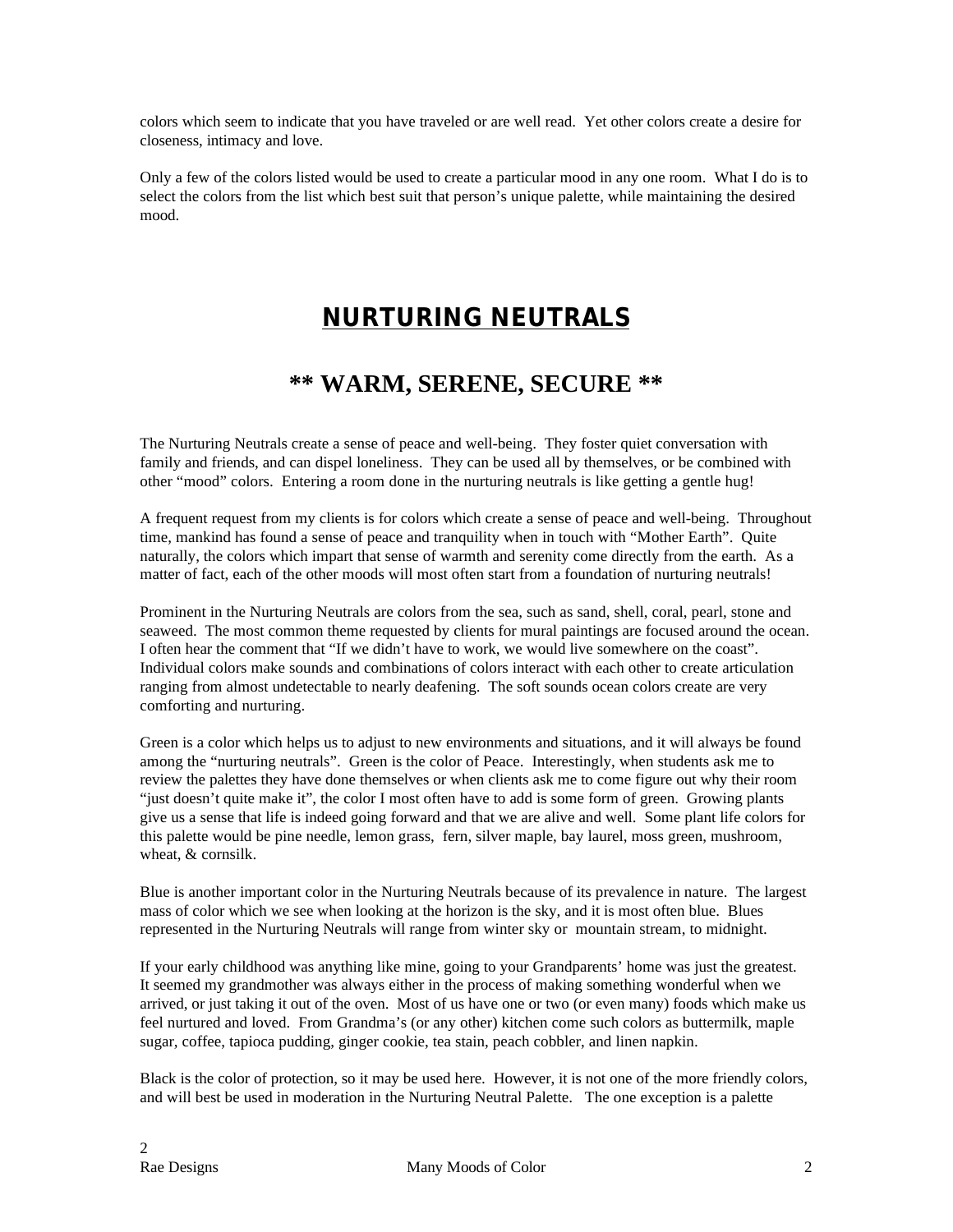colors which seem to indicate that you have traveled or are well read. Yet other colors create a desire for closeness, intimacy and love.

Only a few of the colors listed would be used to create a particular mood in any one room. What I do is to select the colors from the list which best suit that person's unique palette, while maintaining the desired mood.

# NURTURING NEUTRALS

## ** WARM, SERENE, SECURE **

The Nurturing Neutrals create a sense of peace and well-being. They foster quiet conversation with family and friends, and can dispel loneliness. They can be used all by themselves, or be combined with other "mood" colors. Entering a room done in the nurturing neutrals is like getting a gentle hug!

A frequent request from my clients is for colors which create a sense of peace and well-being. Throughout time, mankind has found a sense of peace and tranquility when in touch with "Mother Earth". Quite naturally, the colors which impart that sense of warmth and serenity come directly from the earth. As a matter of fact, each of the other moods will most often start from a foundation of nurturing neutrals!

Prominent in the Nurturing Neutrals are colors from the sea, such as sand, shell, coral, pearl, stone and seaweed. The most common theme requested by clients for mural paintings are focused around the ocean. I often hear the comment that "If we didn't have to work, we would live somewhere on the coast". Individual colors make sounds and combinations of colors interact with each other to create articulation ranging from almost undetectable to nearly deafening. The soft sounds ocean colors create are very comforting and nurturing.

Green is a color which helps us to adjust to new environments and situations, and it will always be found among the "nurturing neutrals". Green is the color of Peace. Interestingly, when students ask me to review the palettes they have done themselves or when clients ask me to come figure out why their room "just doesn't quite make it", the color I most often have to add is some form of green. Growing plants give us a sense that life is indeed going forward and that we are alive and well. Some plant life colors for this palette would be pine needle, lemon grass, fern, silver maple, bay laurel, moss green, mushroom, wheat, & cornsilk.

Blue is another important color in the Nurturing Neutrals because of its prevalence in nature. The largest mass of color which we see when looking at the horizon is the sky, and it is most often blue. Blues represented in the Nurturing Neutrals will range from winter sky or mountain stream, to midnight.

If your early childhood was anything like mine, going to your Grandparents' home was just the greatest. It seemed my grandmother was always either in the process of making something wonderful when we arrived, or just taking it out of the oven. Most of us have one or two (or even many) foods which make us feel nurtured and loved. From Grandma's (or any other) kitchen come such colors as buttermilk, maple sugar, coffee, tapioca pudding, ginger cookie, tea stain, peach cobbler, and linen napkin.

Black is the color of protection, so it may be used here. However, it is not one of the more friendly colors, and will best be used in moderation in the Nurturing Neutral Palette. The one exception is a palette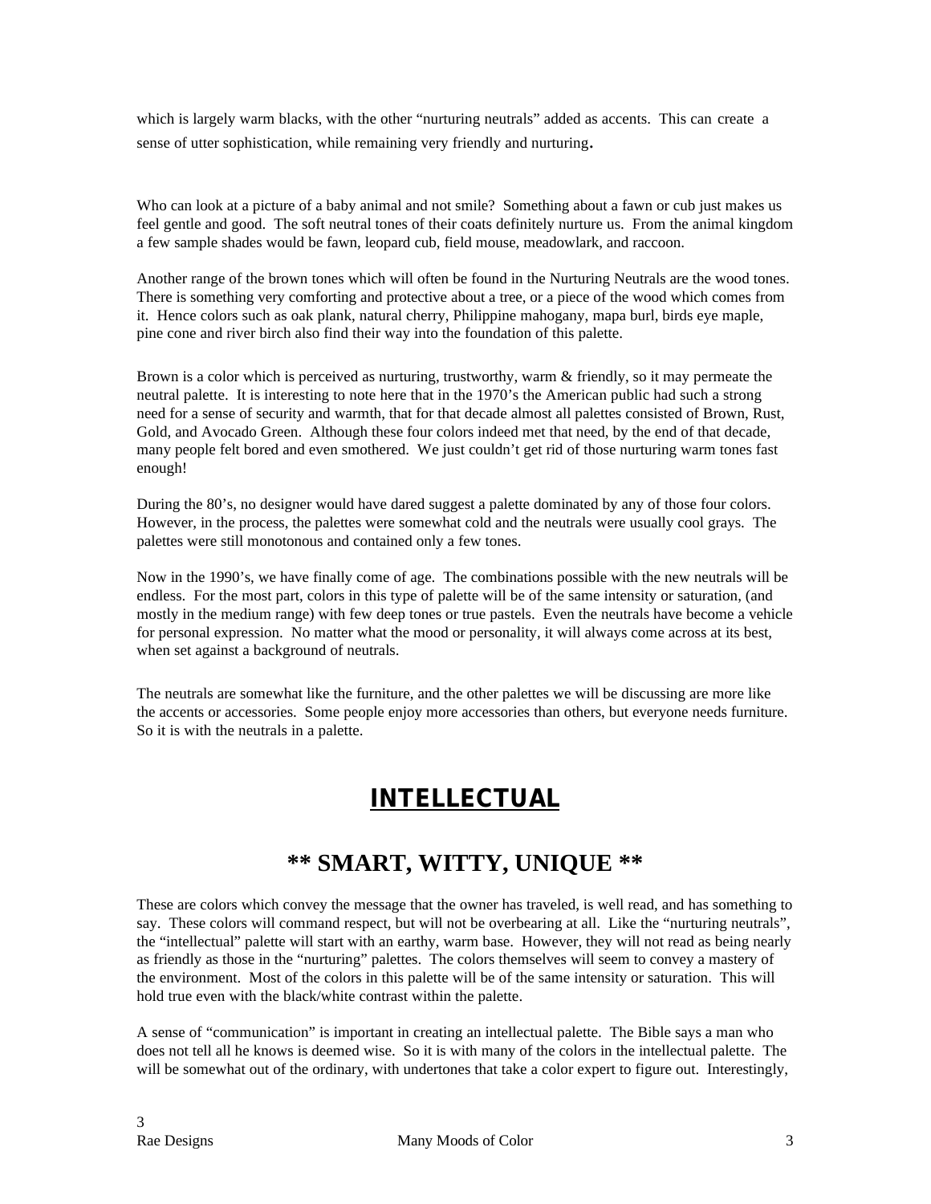which is largely warm blacks, with the other "nurturing neutrals" added as accents. This can create a sense of utter sophistication, while remaining very friendly and nurturing.

Who can look at a picture of a baby animal and not smile? Something about a fawn or cub just makes us feel gentle and good. The soft neutral tones of their coats definitely nurture us. From the animal kingdom a few sample shades would be fawn, leopard cub, field mouse, meadowlark, and raccoon.

Another range of the brown tones which will often be found in the Nurturing Neutrals are the wood tones. There is something very comforting and protective about a tree, or a piece of the wood which comes from it. Hence colors such as oak plank, natural cherry, Philippine mahogany, mapa burl, birds eye maple, pine cone and river birch also find their way into the foundation of this palette.

Brown is a color which is perceived as nurturing, trustworthy, warm & friendly, so it may permeate the neutral palette. It is interesting to note here that in the 1970's the American public had such a strong need for a sense of security and warmth, that for that decade almost all palettes consisted of Brown, Rust, Gold, and Avocado Green. Although these four colors indeed met that need, by the end of that decade, many people felt bored and even smothered. We just couldn't get rid of those nurturing warm tones fast enough!

During the 80's, no designer would have dared suggest a palette dominated by any of those four colors. However, in the process, the palettes were somewhat cold and the neutrals were usually cool grays. The palettes were still monotonous and contained only a few tones.

Now in the 1990's, we have finally come of age. The combinations possible with the new neutrals will be endless. For the most part, colors in this type of palette will be of the same intensity or saturation, (and mostly in the medium range) with few deep tones or true pastels. Even the neutrals have become a vehicle for personal expression. No matter what the mood or personality, it will always come across at its best, when set against a background of neutrals.

The neutrals are somewhat like the furniture, and the other palettes we will be discussing are more like the accents or accessories. Some people enjoy more accessories than others, but everyone needs furniture. So it is with the neutrals in a palette.

# INTELLECTUAL

## ** SMART, WITTY, UNIQUE **

These are colors which convey the message that the owner has traveled, is well read, and has something to say. These colors will command respect, but will not be overbearing at all. Like the "nurturing neutrals", the "intellectual" palette will start with an earthy, warm base. However, they will not read as being nearly as friendly as those in the "nurturing" palettes. The colors themselves will seem to convey a mastery of the environment. Most of the colors in this palette will be of the same intensity or saturation. This will hold true even with the black/white contrast within the palette.

A sense of "communication" is important in creating an intellectual palette. The Bible says a man who does not tell all he knows is deemed wise. So it is with many of the colors in the intellectual palette. The will be somewhat out of the ordinary, with undertones that take a color expert to figure out. Interestingly,